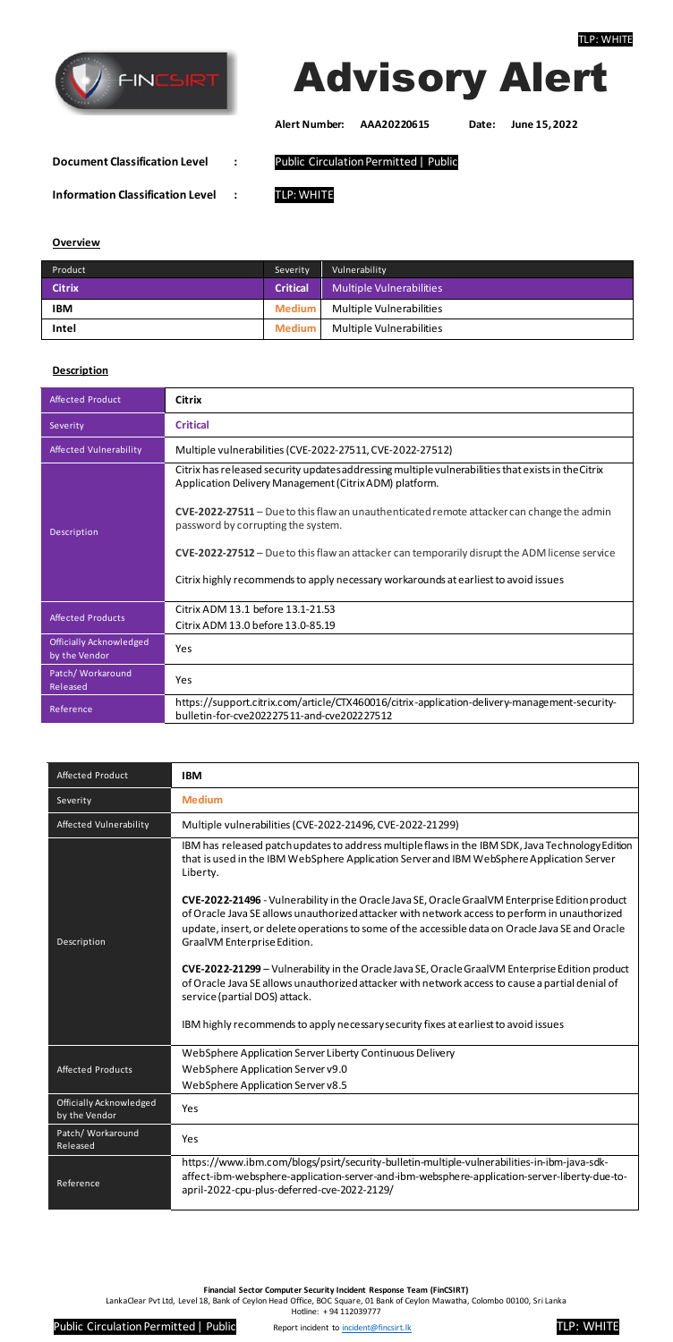TLP: WHITE

# Advisory Alert

**Alert Number:** AAA20220615 **Date:** June 15, 2022

**Document Classification Level :** Public Circulation Permitted | Public

**Information Classification Level :** TLP: WHITE

## Overview

| Product | Severity | Vulnerability |
|---|---|---|
| **Citrix** | **Critical** | Multiple Vulnerabilities |
| **IBM** | **Medium** | Multiple Vulnerabilities |
| **Intel** | **Medium** | Multiple Vulnerabilities |

## Description

| Affected Product | **Citrix** |
|---|---|
| Severity | **Critical** |
| Affected Vulnerability | Multiple vulnerabilities (CVE-2022-27511, CVE-2022-27512) |
| Description | Citrix has released security updates addressing multiple vulnerabilities that exists in the Citrix Application Delivery Management (Citrix ADM) platform.<br><br>**CVE-2022-27511** – Due to this flaw an unauthenticated remote attacker can change the admin password by corrupting the system.<br><br>**CVE-2022-27512** – Due to this flaw an attacker can temporarily disrupt the ADM license service<br><br>Citrix highly recommends to apply necessary workarounds at earliest to avoid issues |
| Affected Products | Citrix ADM 13.1 before 13.1-21.53<br>Citrix ADM 13.0 before 13.0-85.19 |
| Officially Acknowledged by the Vendor | Yes |
| Patch/ Workaround Released | Yes |
| Reference | https://support.citrix.com/article/CTX460016/citrix-application-delivery-management-security-bulletin-for-cve202227511-and-cve202227512 |

| Affected Product | **IBM** |
|---|---|
| Severity | **Medium** |
| Affected Vulnerability | Multiple vulnerabilities (CVE-2022-21496, CVE-2022-21299) |
| Description | IBM has released patch updates to address multiple flaws in the IBM SDK, Java Technology Edition that is used in the IBM WebSphere Application Server and IBM WebSphere Application Server Liberty.<br><br>**CVE-2022-21496** - Vulnerability in the Oracle Java SE, Oracle GraalVM Enterprise Edition product of Oracle Java SE allows unauthorized attacker with network access to perform in unauthorized update, insert, or delete operations to some of the accessible data on Oracle Java SE and Oracle GraalVM Enterprise Edition.<br><br>**CVE-2022-21299** – Vulnerability in the Oracle Java SE, Oracle GraalVM Enterprise Edition product of Oracle Java SE allows unauthorized attacker with network access to cause a partial denial of service (partial DOS) attack.<br><br>IBM highly recommends to apply necessary security fixes at earliest to avoid issues |
| Affected Products | WebSphere Application Server Liberty Continuous Delivery<br>WebSphere Application Server v9.0<br>WebSphere Application Server v8.5 |
| Officially Acknowledged by the Vendor | Yes |
| Patch/ Workaround Released | Yes |
| Reference | https://www.ibm.com/blogs/psirt/security-bulletin-multiple-vulnerabilities-in-ibm-java-sdk-affect-ibm-websphere-application-server-and-ibm-websphere-application-server-liberty-due-to-april-2022-cpu-plus-deferred-cve-2022-2129/ |

**Financial Sector Computer Security Incident Response Team (FinCSIRT)**
LankaClear Pvt Ltd, Level 18, Bank of Ceylon Head Office, BOC Square, 01 Bank of Ceylon Mawatha, Colombo 00100, Sri Lanka
Hotline: + 94 112039777

Public Circulation Permitted | Public Report incident to incident@fincsirt.lk TLP: WHITE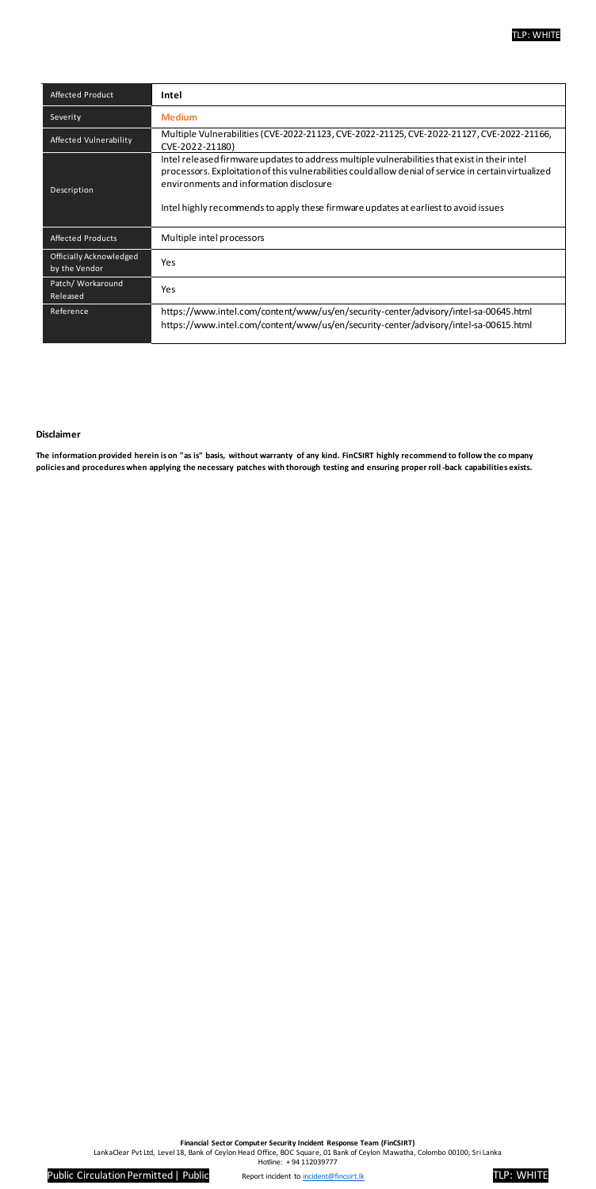| | |
|---|---|
| Affected Product | **Intel** |
| Severity | **Medium** |
| Affected Vulnerability | Multiple Vulnerabilities (CVE-2022-21123, CVE-2022-21125, CVE-2022-21127, CVE-2022-21166, CVE-2022-21180) |
| Description | Intel released firmware updates to address multiple vulnerabilities that exist in their intel processors. Exploitation of this vulnerabilities could allow denial of service in certain virtualized environments and information disclosure<br><br>Intel highly recommends to apply these firmware updates at earliest to avoid issues |
| Affected Products | Multiple intel processors |
| Officially Acknowledged by the Vendor | Yes |
| Patch/ Workaround Released | Yes |
| Reference | https://www.intel.com/content/www/us/en/security-center/advisory/intel-sa-00645.html<br>https://www.intel.com/content/www/us/en/security-center/advisory/intel-sa-00615.html |

**Disclaimer**

**The information provided herein is on "as is" basis, without warranty of any kind. FinCSIRT highly recommend to follow the company policies and procedures when applying the necessary patches with thorough testing and ensuring proper roll-back capabilities exists.**

**Financial Sector Computer Security Incident Response Team (FinCSIRT)**
LankaClear Pvt Ltd, Level 18, Bank of Ceylon Head Office, BOC Square, 01 Bank of Ceylon Mawatha, Colombo 00100, Sri Lanka
Hotline: +94 112039777

Public Circulation Permitted | Public    Report incident to incident@fincsirt.lk    TLP: WHITE